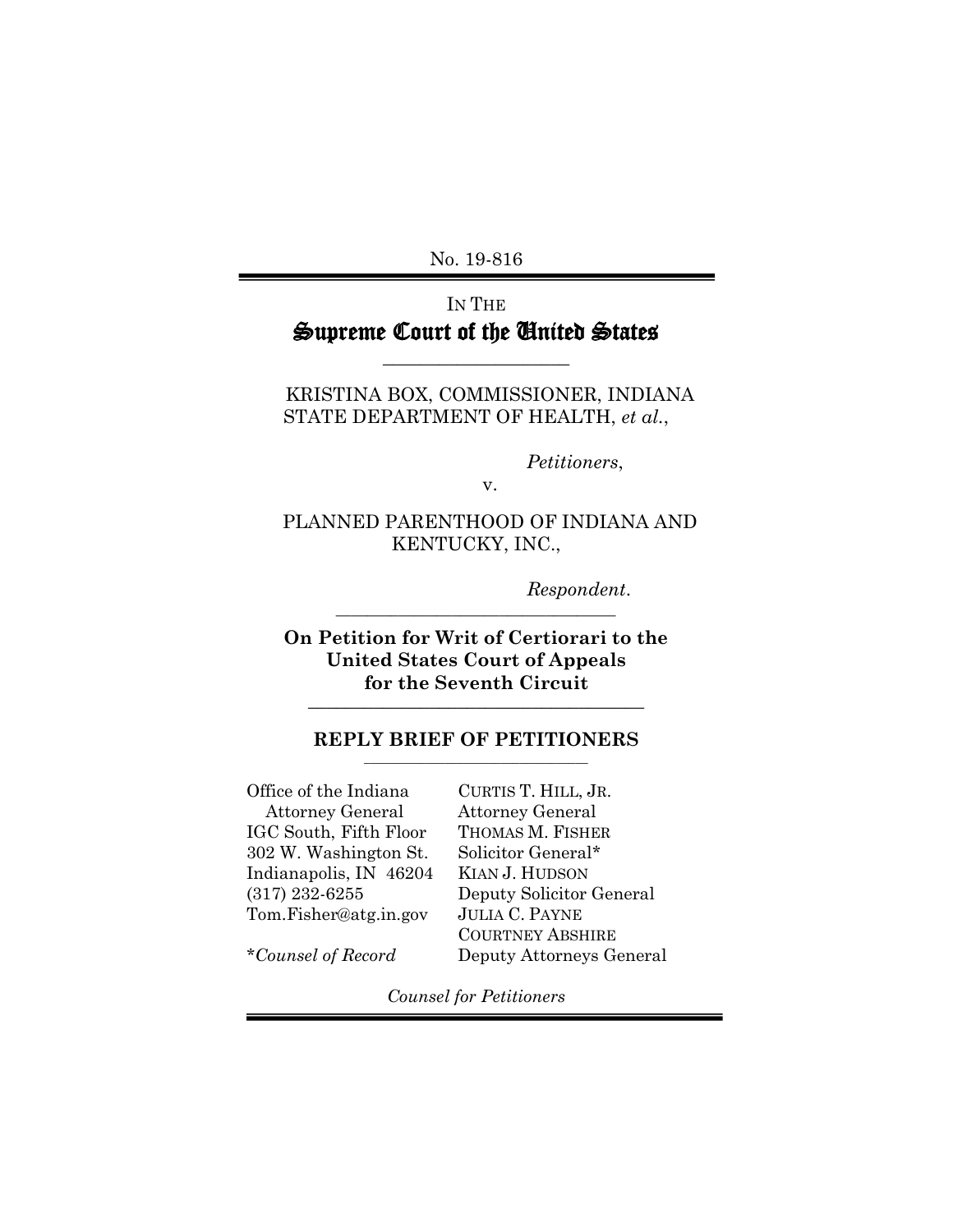No. 19-816

IN THE

# Supreme Court of the United States

KRISTINA BOX, COMMISSIONER, INDIANA STATE DEPARTMENT OF HEALTH, *et al.*,

*Petitioners*,

v.

PLANNED PARENTHOOD OF INDIANA AND KENTUCKY, INC.,

*Respondent*.

**On Petition for Writ of Certiorari to the United States Court of Appeals for the Seventh Circuit**

## REPLY BRIEF OF PETITIONERS

Office of the Indiana Attorney General
IGC South, Fifth Floor
302 W. Washington St.
Indianapolis, IN 46204
(317) 232-6255
Tom.Fisher@atg.in.gov

\**Counsel of Record*

CURTIS T. HILL, JR.
Attorney General
THOMAS M. FISHER
Solicitor General*
KIAN J. HUDSON
Deputy Solicitor General
JULIA C. PAYNE
COURTNEY ABSHIRE
Deputy Attorneys General

*Counsel for Petitioners*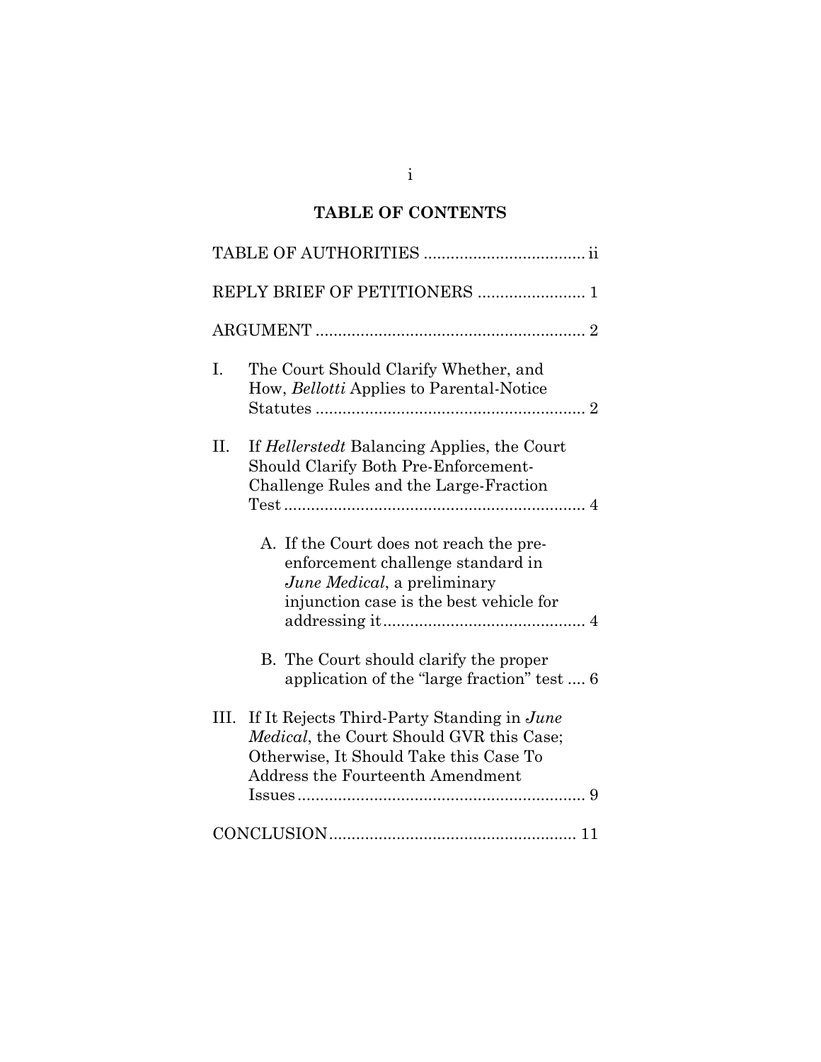## TABLE OF CONTENTS

TABLE OF AUTHORITIES .................................... ii

REPLY BRIEF OF PETITIONERS ........................ 1

ARGUMENT ............................................................ 2

I. The Court Should Clarify Whether, and How, *Bellotti* Applies to Parental-Notice Statutes ............................................................ 2

II. If *Hellerstedt* Balancing Applies, the Court Should Clarify Both Pre-Enforcement-Challenge Rules and the Large-Fraction Test .................................................................. 4

   A. If the Court does not reach the pre-enforcement challenge standard in *June Medical*, a preliminary injunction case is the best vehicle for addressing it ............................................ 4

   B. The Court should clarify the proper application of the "large fraction" test .... 6

III. If It Rejects Third-Party Standing in *June Medical*, the Court Should GVR this Case; Otherwise, It Should Take this Case To Address the Fourteenth Amendment Issues ................................................................ 9

CONCLUSION....................................................... 11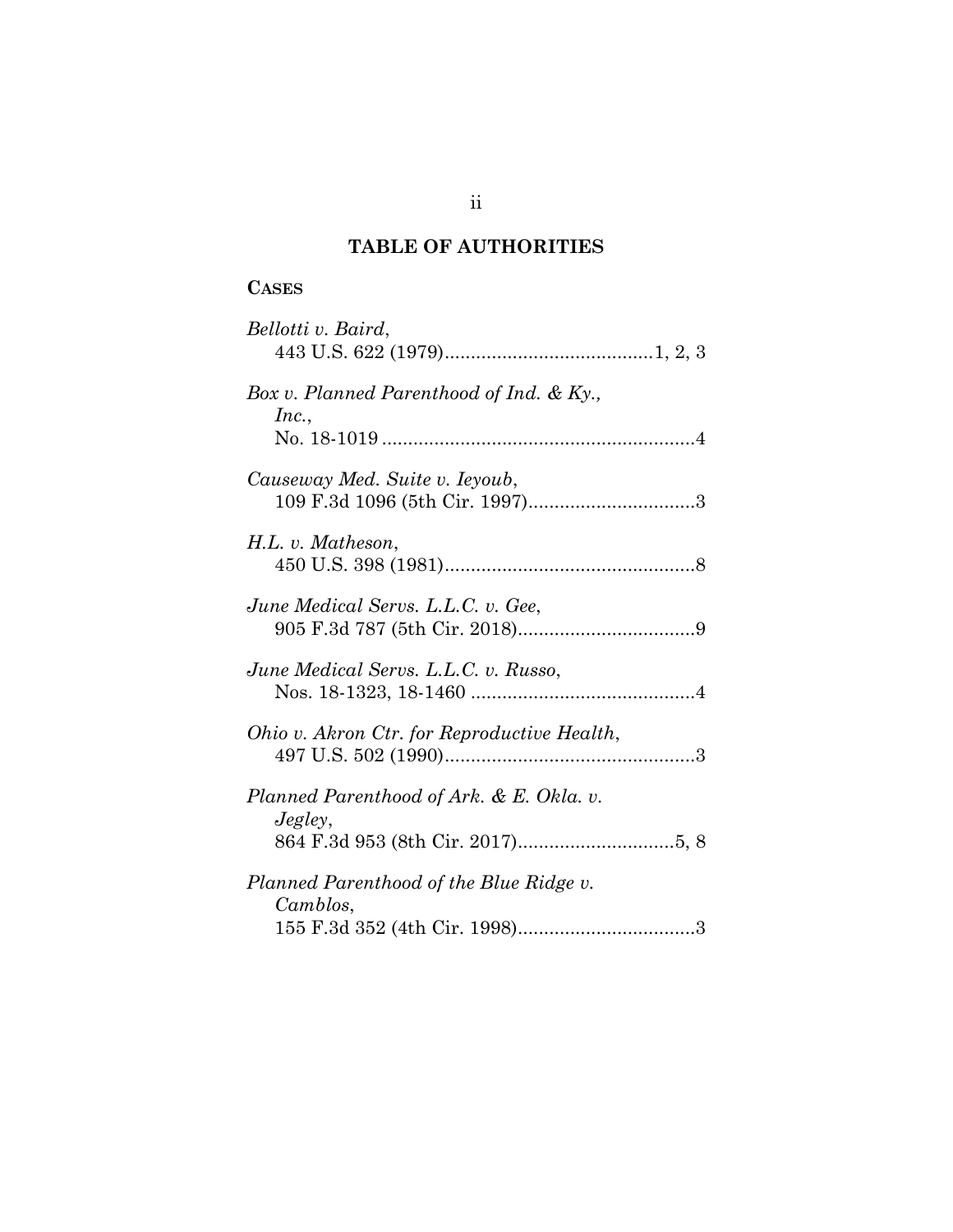## TABLE OF AUTHORITIES

### CASES

*Bellotti v. Baird*,
443 U.S. 622 (1979)........................................1, 2, 3

*Box v. Planned Parenthood of Ind. & Ky., Inc.*,
No. 18-1019 ............................................................4

*Causeway Med. Suite v. Ieyoub*,
109 F.3d 1096 (5th Cir. 1997)................................3

*H.L. v. Matheson*,
450 U.S. 398 (1981)................................................8

*June Medical Servs. L.L.C. v. Gee*,
905 F.3d 787 (5th Cir. 2018)..................................9

*June Medical Servs. L.L.C. v. Russo*,
Nos. 18-1323, 18-1460 ...........................................4

*Ohio v. Akron Ctr. for Reproductive Health*,
497 U.S. 502 (1990)................................................3

*Planned Parenthood of Ark. & E. Okla. v. Jegley*,
864 F.3d 953 (8th Cir. 2017)..............................5, 8

*Planned Parenthood of the Blue Ridge v. Camblos*,
155 F.3d 352 (4th Cir. 1998)..................................3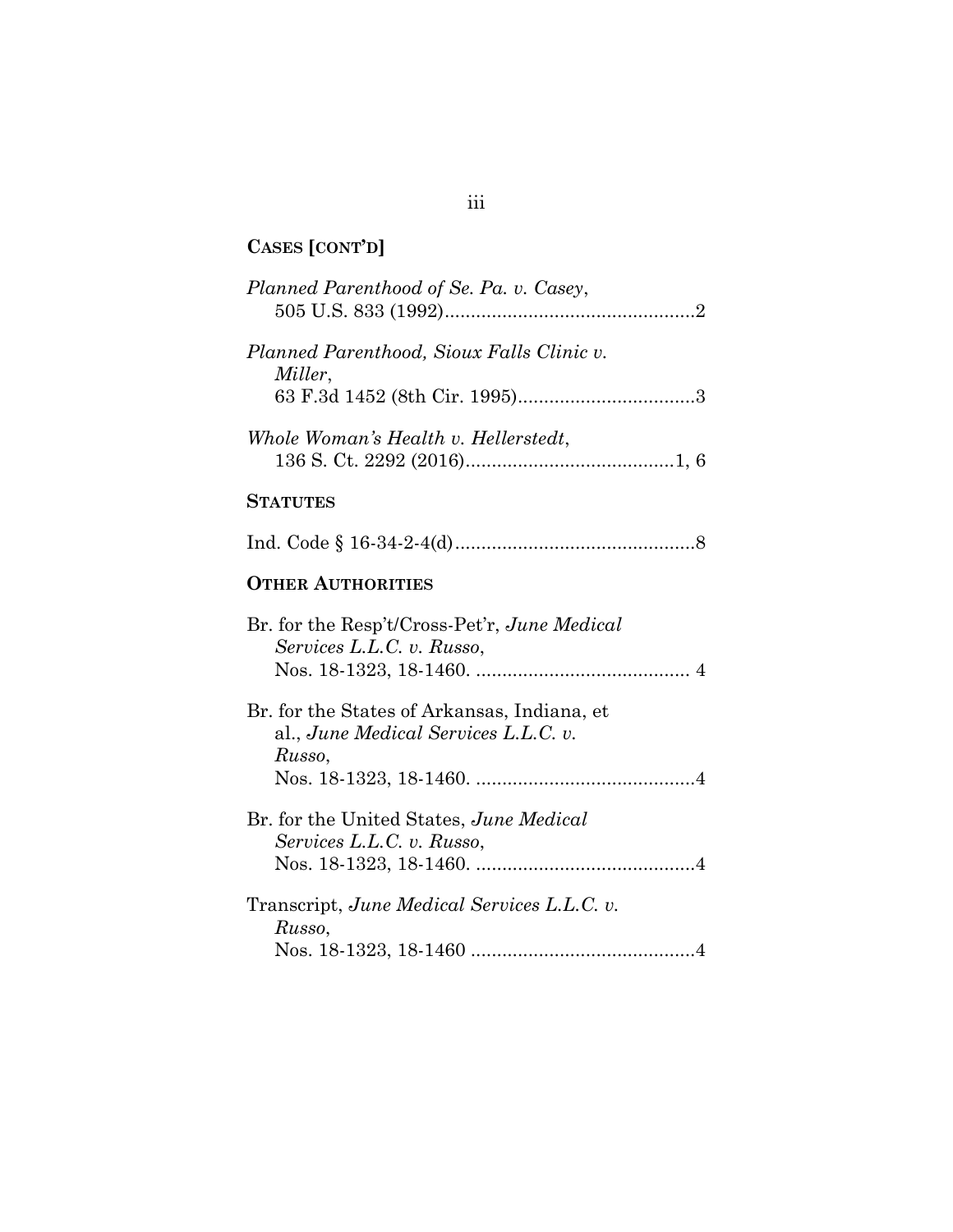**CASES [CONT'D]**

*Planned Parenthood of Se. Pa. v. Casey*, 505 U.S. 833 (1992)................................................2

*Planned Parenthood, Sioux Falls Clinic v. Miller*, 63 F.3d 1452 (8th Cir. 1995)..................................3

*Whole Woman's Health v. Hellerstedt*, 136 S. Ct. 2292 (2016)........................................1, 6

**STATUTES**

Ind. Code § 16-34-2-4(d)..............................................8

**OTHER AUTHORITIES**

Br. for the Resp't/Cross-Pet'r, *June Medical Services L.L.C. v. Russo*, Nos. 18-1323, 18-1460. ......................................... 4

Br. for the States of Arkansas, Indiana, et al., *June Medical Services L.L.C. v. Russo*, Nos. 18-1323, 18-1460. ..........................................4

Br. for the United States, *June Medical Services L.L.C. v. Russo*, Nos. 18-1323, 18-1460. ..........................................4

Transcript, *June Medical Services L.L.C. v. Russo*, Nos. 18-1323, 18-1460 ...........................................4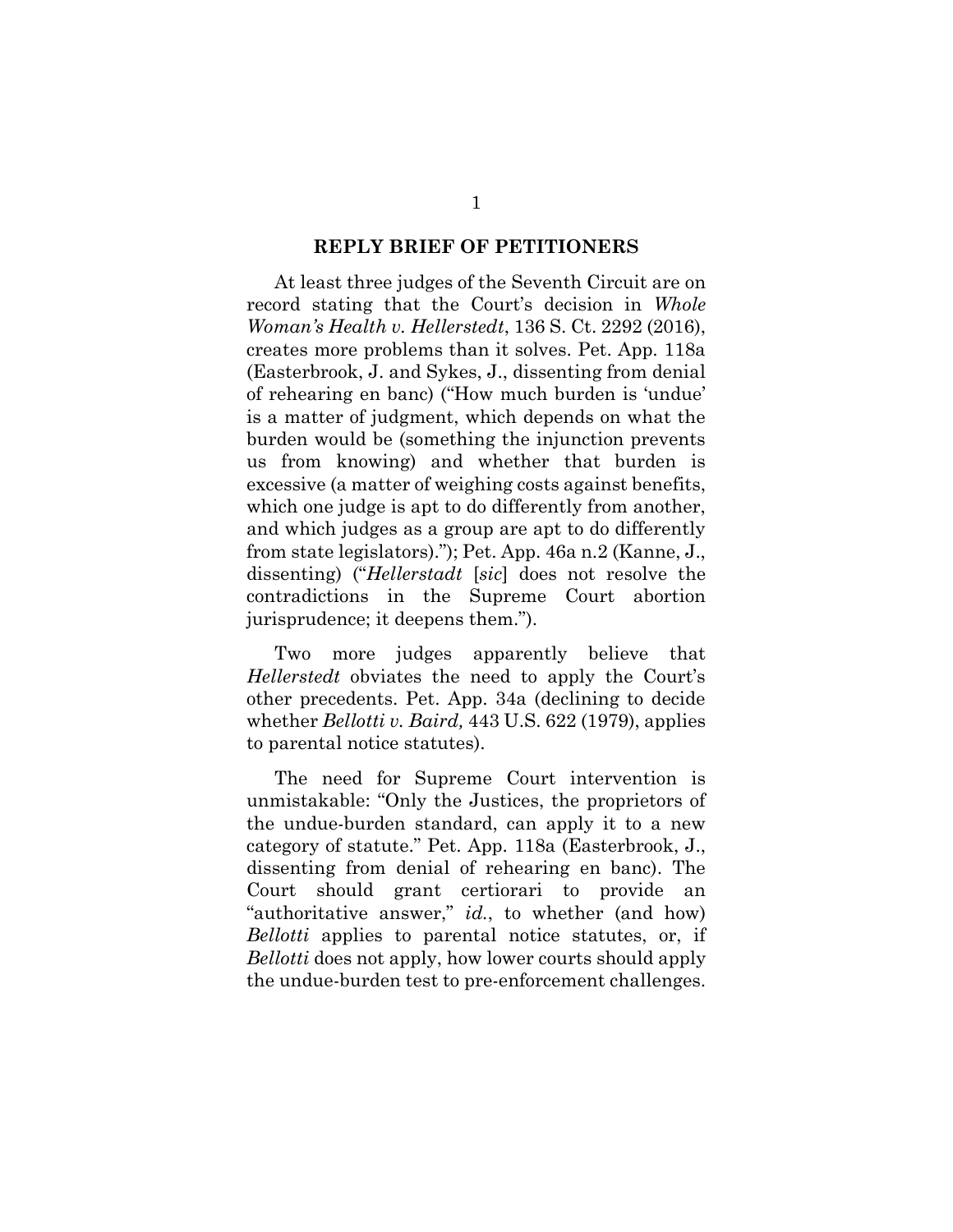# REPLY BRIEF OF PETITIONERS

At least three judges of the Seventh Circuit are on record stating that the Court's decision in *Whole Woman's Health v. Hellerstedt*, 136 S. Ct. 2292 (2016), creates more problems than it solves. Pet. App. 118a (Easterbrook, J. and Sykes, J., dissenting from denial of rehearing en banc) ("How much burden is 'undue' is a matter of judgment, which depends on what the burden would be (something the injunction prevents us from knowing) and whether that burden is excessive (a matter of weighing costs against benefits, which one judge is apt to do differently from another, and which judges as a group are apt to do differently from state legislators)."); Pet. App. 46a n.2 (Kanne, J., dissenting) ("*Hellerstadt* [*sic*] does not resolve the contradictions in the Supreme Court abortion jurisprudence; it deepens them.").

Two more judges apparently believe that *Hellerstedt* obviates the need to apply the Court's other precedents. Pet. App. 34a (declining to decide whether *Bellotti v. Baird,* 443 U.S. 622 (1979), applies to parental notice statutes).

The need for Supreme Court intervention is unmistakable: "Only the Justices, the proprietors of the undue-burden standard, can apply it to a new category of statute." Pet. App. 118a (Easterbrook, J., dissenting from denial of rehearing en banc). The Court should grant certiorari to provide an "authoritative answer," *id.*, to whether (and how) *Bellotti* applies to parental notice statutes, or, if *Bellotti* does not apply, how lower courts should apply the undue-burden test to pre-enforcement challenges.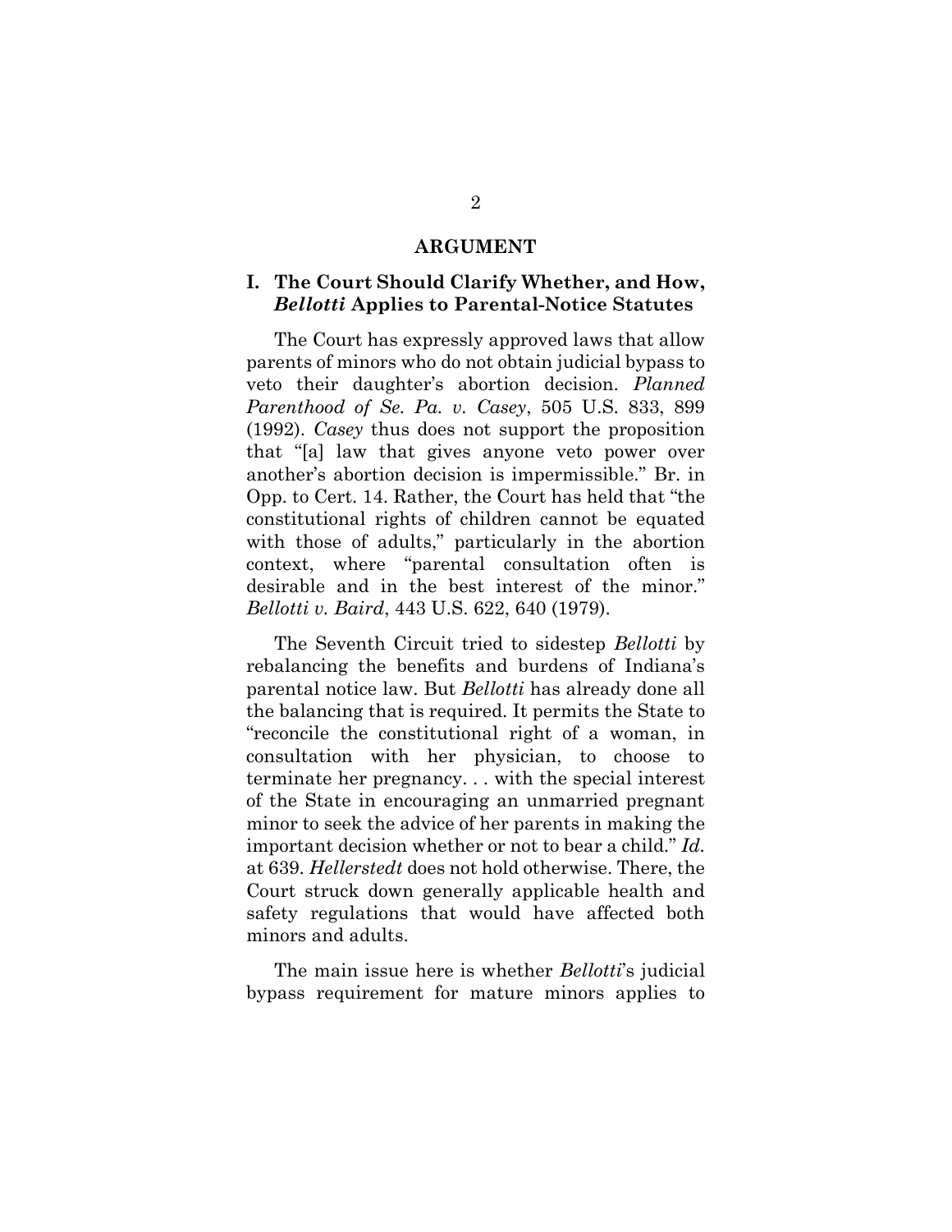## ARGUMENT

### I. The Court Should Clarify Whether, and How, *Bellotti* Applies to Parental-Notice Statutes

The Court has expressly approved laws that allow parents of minors who do not obtain judicial bypass to veto their daughter's abortion decision. *Planned Parenthood of Se. Pa. v. Casey*, 505 U.S. 833, 899 (1992). *Casey* thus does not support the proposition that "[a] law that gives anyone veto power over another's abortion decision is impermissible." Br. in Opp. to Cert. 14. Rather, the Court has held that "the constitutional rights of children cannot be equated with those of adults," particularly in the abortion context, where "parental consultation often is desirable and in the best interest of the minor." *Bellotti v. Baird*, 443 U.S. 622, 640 (1979).

The Seventh Circuit tried to sidestep *Bellotti* by rebalancing the benefits and burdens of Indiana's parental notice law. But *Bellotti* has already done all the balancing that is required. It permits the State to "reconcile the constitutional right of a woman, in consultation with her physician, to choose to terminate her pregnancy. . . with the special interest of the State in encouraging an unmarried pregnant minor to seek the advice of her parents in making the important decision whether or not to bear a child." *Id.* at 639. *Hellerstedt* does not hold otherwise. There, the Court struck down generally applicable health and safety regulations that would have affected both minors and adults.

The main issue here is whether *Bellotti*'s judicial bypass requirement for mature minors applies to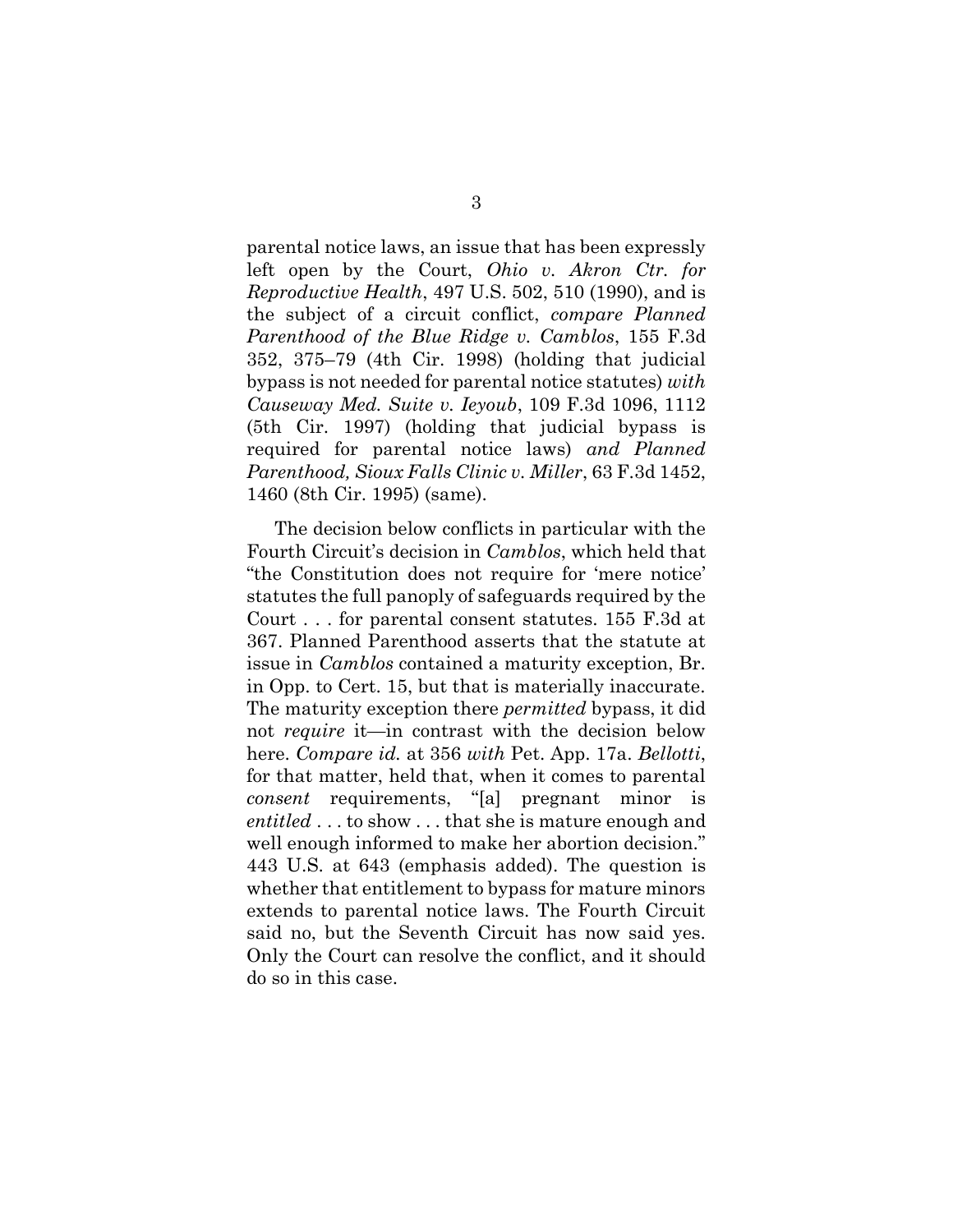parental notice laws, an issue that has been expressly left open by the Court, *Ohio v. Akron Ctr. for Reproductive Health*, 497 U.S. 502, 510 (1990), and is the subject of a circuit conflict, *compare Planned Parenthood of the Blue Ridge v. Camblos*, 155 F.3d 352, 375–79 (4th Cir. 1998) (holding that judicial bypass is not needed for parental notice statutes) *with Causeway Med. Suite v. Ieyoub*, 109 F.3d 1096, 1112 (5th Cir. 1997) (holding that judicial bypass is required for parental notice laws) *and Planned Parenthood, Sioux Falls Clinic v. Miller*, 63 F.3d 1452, 1460 (8th Cir. 1995) (same).

The decision below conflicts in particular with the Fourth Circuit's decision in *Camblos*, which held that "the Constitution does not require for 'mere notice' statutes the full panoply of safeguards required by the Court . . . for parental consent statutes. 155 F.3d at 367. Planned Parenthood asserts that the statute at issue in *Camblos* contained a maturity exception, Br. in Opp. to Cert. 15, but that is materially inaccurate. The maturity exception there *permitted* bypass, it did not *require* it—in contrast with the decision below here. *Compare id.* at 356 *with* Pet. App. 17a. *Bellotti*, for that matter, held that, when it comes to parental *consent* requirements, "[a] pregnant minor is *entitled* . . . to show . . . that she is mature enough and well enough informed to make her abortion decision." 443 U.S. at 643 (emphasis added). The question is whether that entitlement to bypass for mature minors extends to parental notice laws. The Fourth Circuit said no, but the Seventh Circuit has now said yes. Only the Court can resolve the conflict, and it should do so in this case.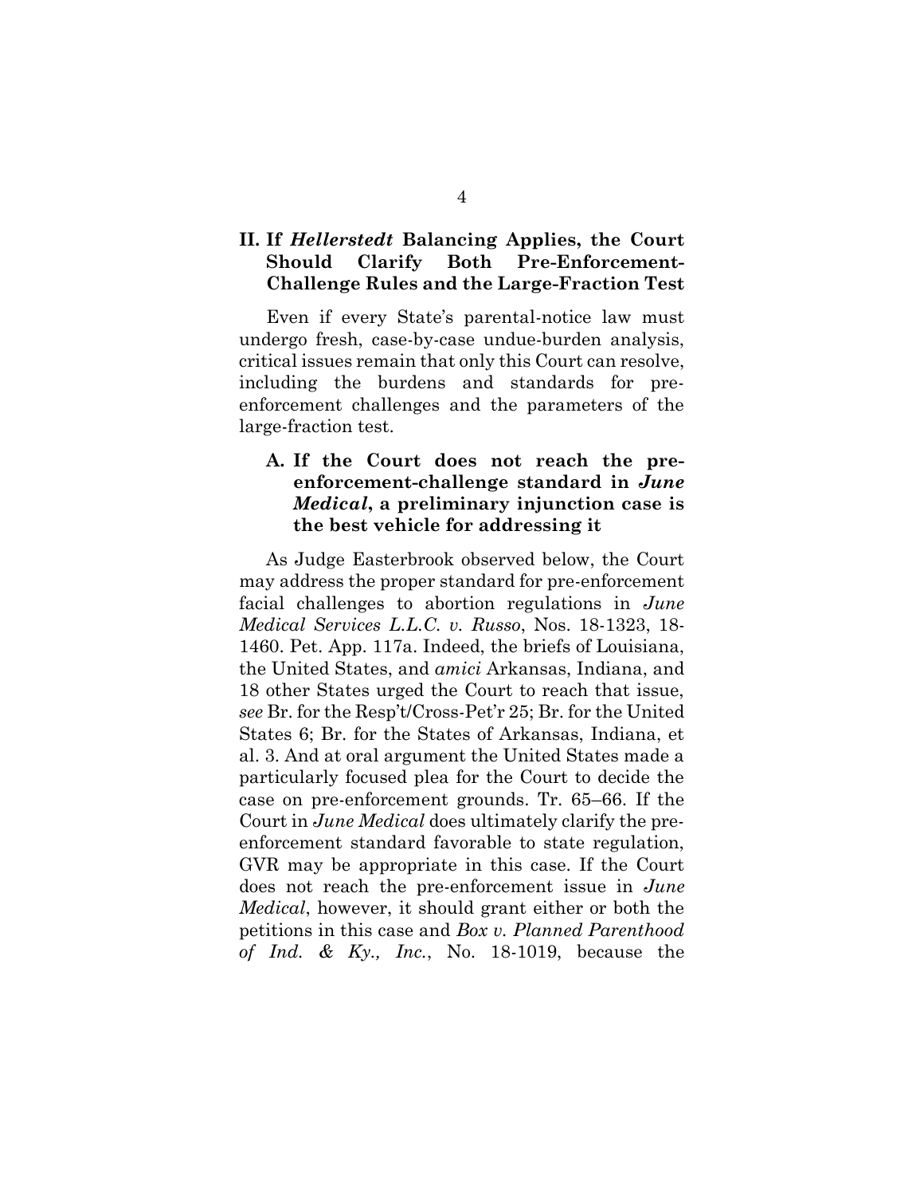## II. If *Hellerstedt* Balancing Applies, the Court Should Clarify Both Pre-Enforcement-Challenge Rules and the Large-Fraction Test

Even if every State's parental-notice law must undergo fresh, case-by-case undue-burden analysis, critical issues remain that only this Court can resolve, including the burdens and standards for pre-enforcement challenges and the parameters of the large-fraction test.

### A. If the Court does not reach the pre-enforcement-challenge standard in *June Medical*, a preliminary injunction case is the best vehicle for addressing it

As Judge Easterbrook observed below, the Court may address the proper standard for pre-enforcement facial challenges to abortion regulations in *June Medical Services L.L.C. v. Russo*, Nos. 18-1323, 18-1460. Pet. App. 117a. Indeed, the briefs of Louisiana, the United States, and *amici* Arkansas, Indiana, and 18 other States urged the Court to reach that issue, *see* Br. for the Resp't/Cross-Pet'r 25; Br. for the United States 6; Br. for the States of Arkansas, Indiana, et al. 3. And at oral argument the United States made a particularly focused plea for the Court to decide the case on pre-enforcement grounds. Tr. 65–66. If the Court in *June Medical* does ultimately clarify the pre-enforcement standard favorable to state regulation, GVR may be appropriate in this case. If the Court does not reach the pre-enforcement issue in *June Medical*, however, it should grant either or both the petitions in this case and *Box v. Planned Parenthood of Ind. & Ky., Inc.*, No. 18-1019, because the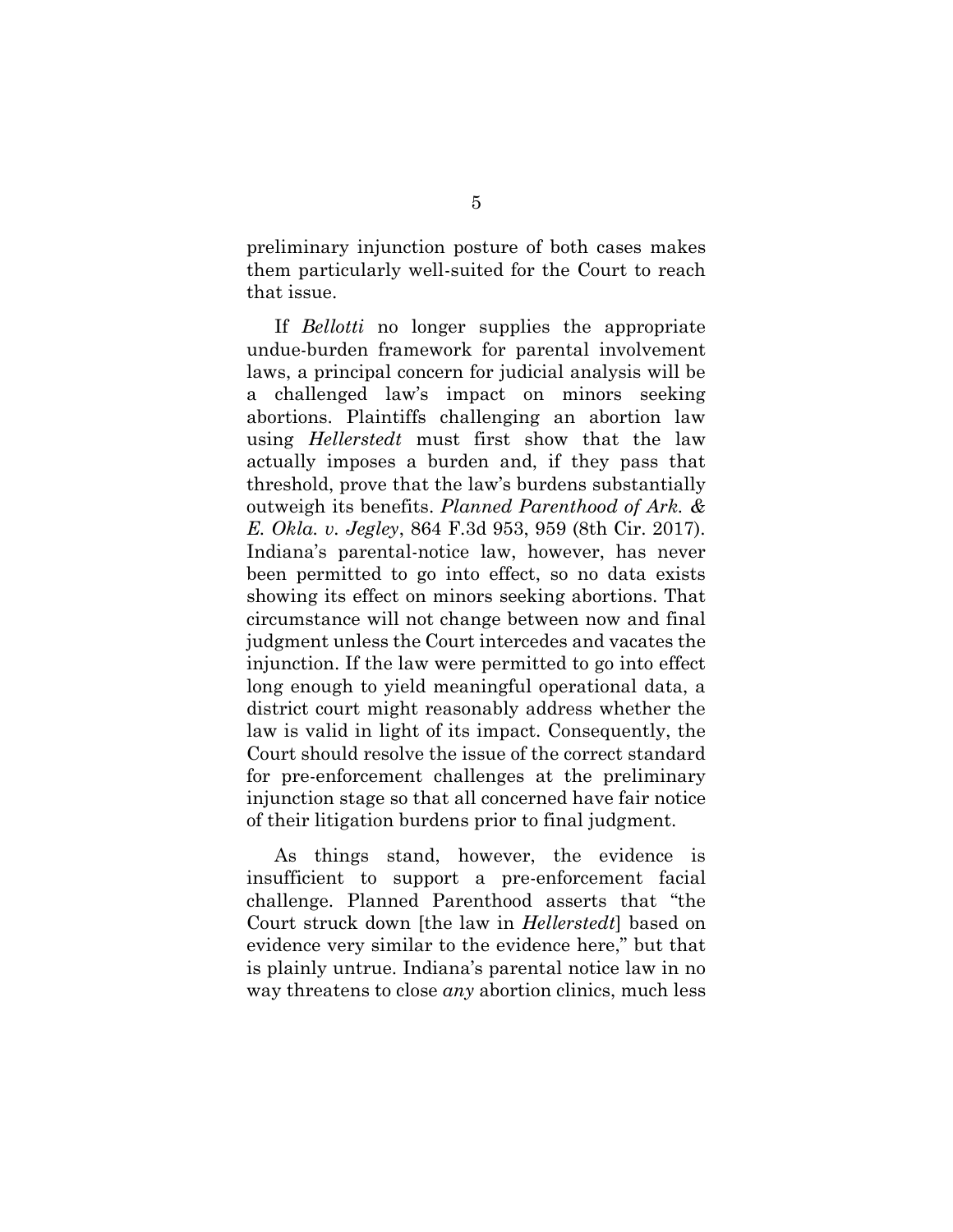preliminary injunction posture of both cases makes them particularly well-suited for the Court to reach that issue.

If *Bellotti* no longer supplies the appropriate undue-burden framework for parental involvement laws, a principal concern for judicial analysis will be a challenged law's impact on minors seeking abortions. Plaintiffs challenging an abortion law using *Hellerstedt* must first show that the law actually imposes a burden and, if they pass that threshold, prove that the law's burdens substantially outweigh its benefits. *Planned Parenthood of Ark. & E. Okla. v. Jegley*, 864 F.3d 953, 959 (8th Cir. 2017). Indiana's parental-notice law, however, has never been permitted to go into effect, so no data exists showing its effect on minors seeking abortions. That circumstance will not change between now and final judgment unless the Court intercedes and vacates the injunction. If the law were permitted to go into effect long enough to yield meaningful operational data, a district court might reasonably address whether the law is valid in light of its impact. Consequently, the Court should resolve the issue of the correct standard for pre-enforcement challenges at the preliminary injunction stage so that all concerned have fair notice of their litigation burdens prior to final judgment.

As things stand, however, the evidence is insufficient to support a pre-enforcement facial challenge. Planned Parenthood asserts that "the Court struck down [the law in *Hellerstedt*] based on evidence very similar to the evidence here," but that is plainly untrue. Indiana's parental notice law in no way threatens to close *any* abortion clinics, much less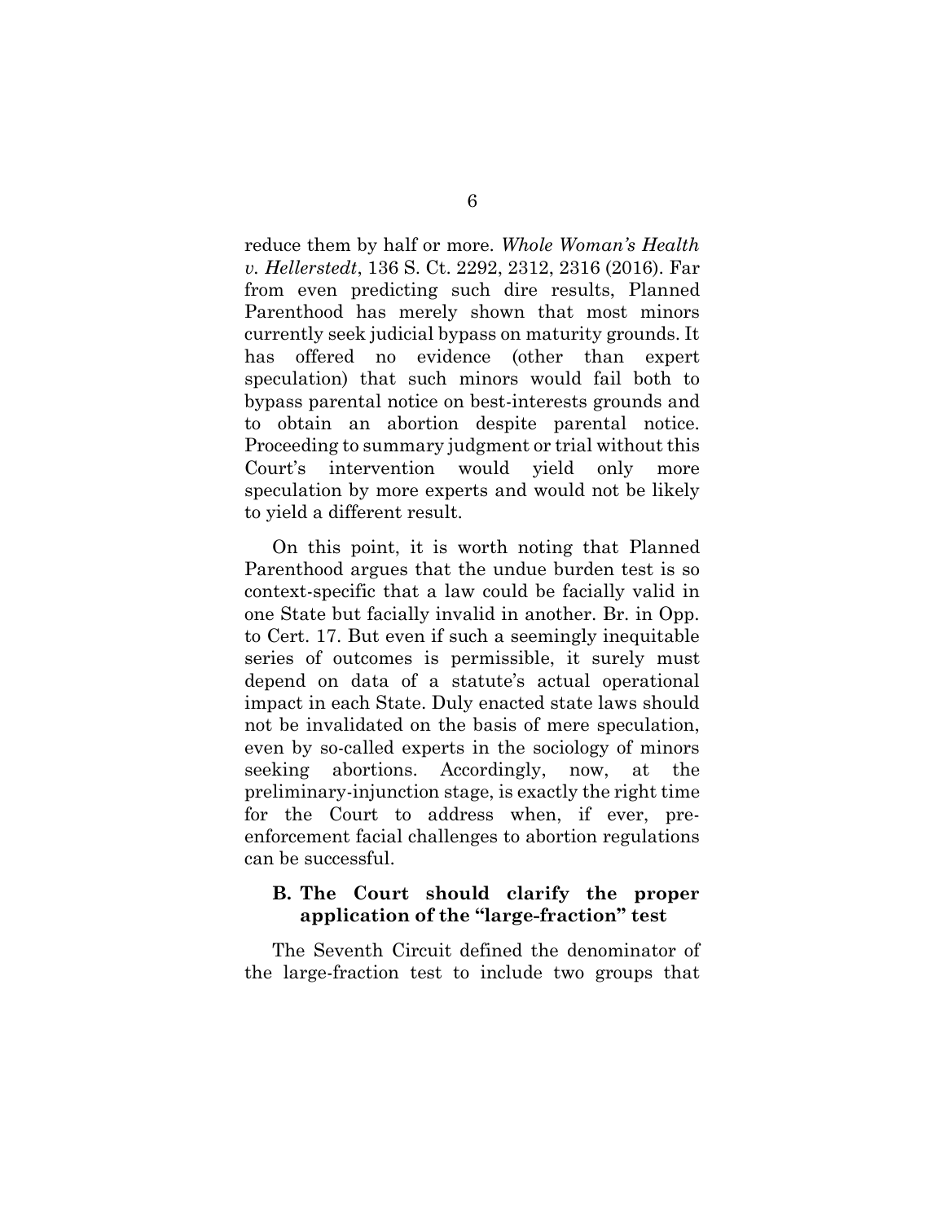reduce them by half or more. *Whole Woman's Health v. Hellerstedt*, 136 S. Ct. 2292, 2312, 2316 (2016). Far from even predicting such dire results, Planned Parenthood has merely shown that most minors currently seek judicial bypass on maturity grounds. It has offered no evidence (other than expert speculation) that such minors would fail both to bypass parental notice on best-interests grounds and to obtain an abortion despite parental notice. Proceeding to summary judgment or trial without this Court's intervention would yield only more speculation by more experts and would not be likely to yield a different result.

On this point, it is worth noting that Planned Parenthood argues that the undue burden test is so context-specific that a law could be facially valid in one State but facially invalid in another. Br. in Opp. to Cert. 17. But even if such a seemingly inequitable series of outcomes is permissible, it surely must depend on data of a statute's actual operational impact in each State. Duly enacted state laws should not be invalidated on the basis of mere speculation, even by so-called experts in the sociology of minors seeking abortions. Accordingly, now, at the preliminary-injunction stage, is exactly the right time for the Court to address when, if ever, pre-enforcement facial challenges to abortion regulations can be successful.

### B. The Court should clarify the proper application of the "large-fraction" test

The Seventh Circuit defined the denominator of the large-fraction test to include two groups that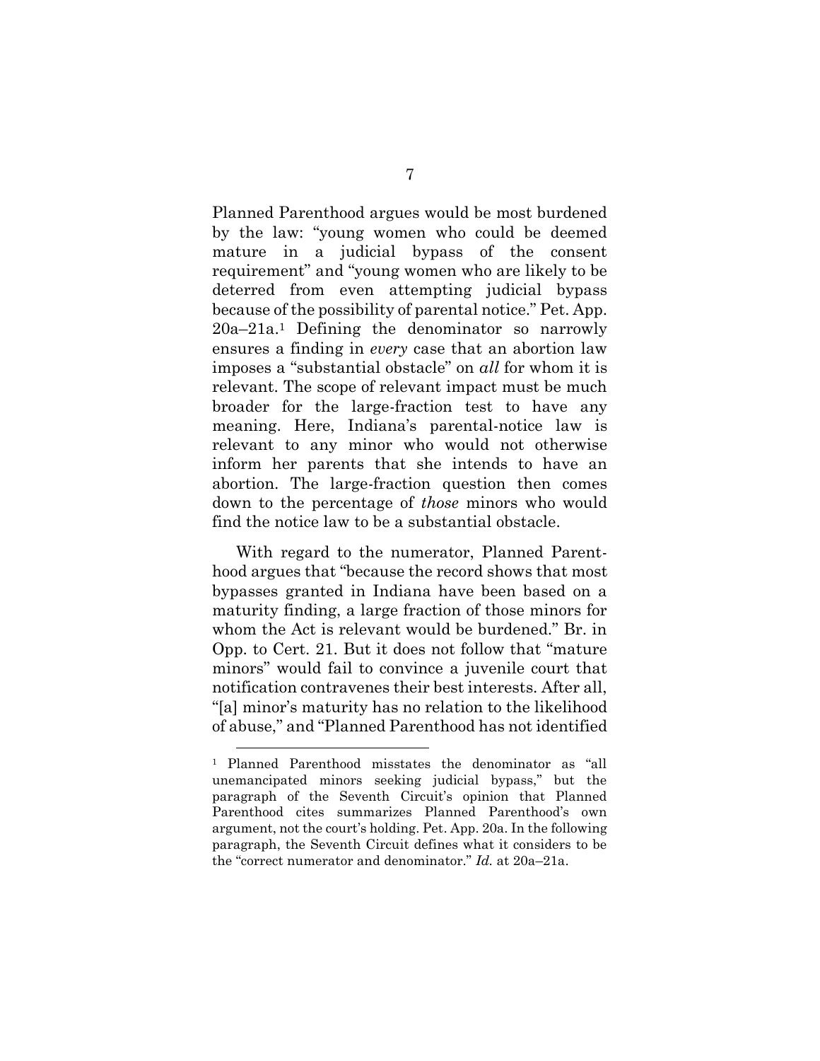Planned Parenthood argues would be most burdened by the law: "young women who could be deemed mature in a judicial bypass of the consent requirement" and "young women who are likely to be deterred from even attempting judicial bypass because of the possibility of parental notice." Pet. App. 20a–21a.[1] Defining the denominator so narrowly ensures a finding in *every* case that an abortion law imposes a "substantial obstacle" on *all* for whom it is relevant. The scope of relevant impact must be much broader for the large-fraction test to have any meaning. Here, Indiana's parental-notice law is relevant to any minor who would not otherwise inform her parents that she intends to have an abortion. The large-fraction question then comes down to the percentage of *those* minors who would find the notice law to be a substantial obstacle.

With regard to the numerator, Planned Parenthood argues that "because the record shows that most bypasses granted in Indiana have been based on a maturity finding, a large fraction of those minors for whom the Act is relevant would be burdened." Br. in Opp. to Cert. 21. But it does not follow that "mature minors" would fail to convince a juvenile court that notification contravenes their best interests. After all, "[a] minor's maturity has no relation to the likelihood of abuse," and "Planned Parenthood has not identified

[1] Planned Parenthood misstates the denominator as "all unemancipated minors seeking judicial bypass," but the paragraph of the Seventh Circuit's opinion that Planned Parenthood cites summarizes Planned Parenthood's own argument, not the court's holding. Pet. App. 20a. In the following paragraph, the Seventh Circuit defines what it considers to be the "correct numerator and denominator." *Id.* at 20a–21a.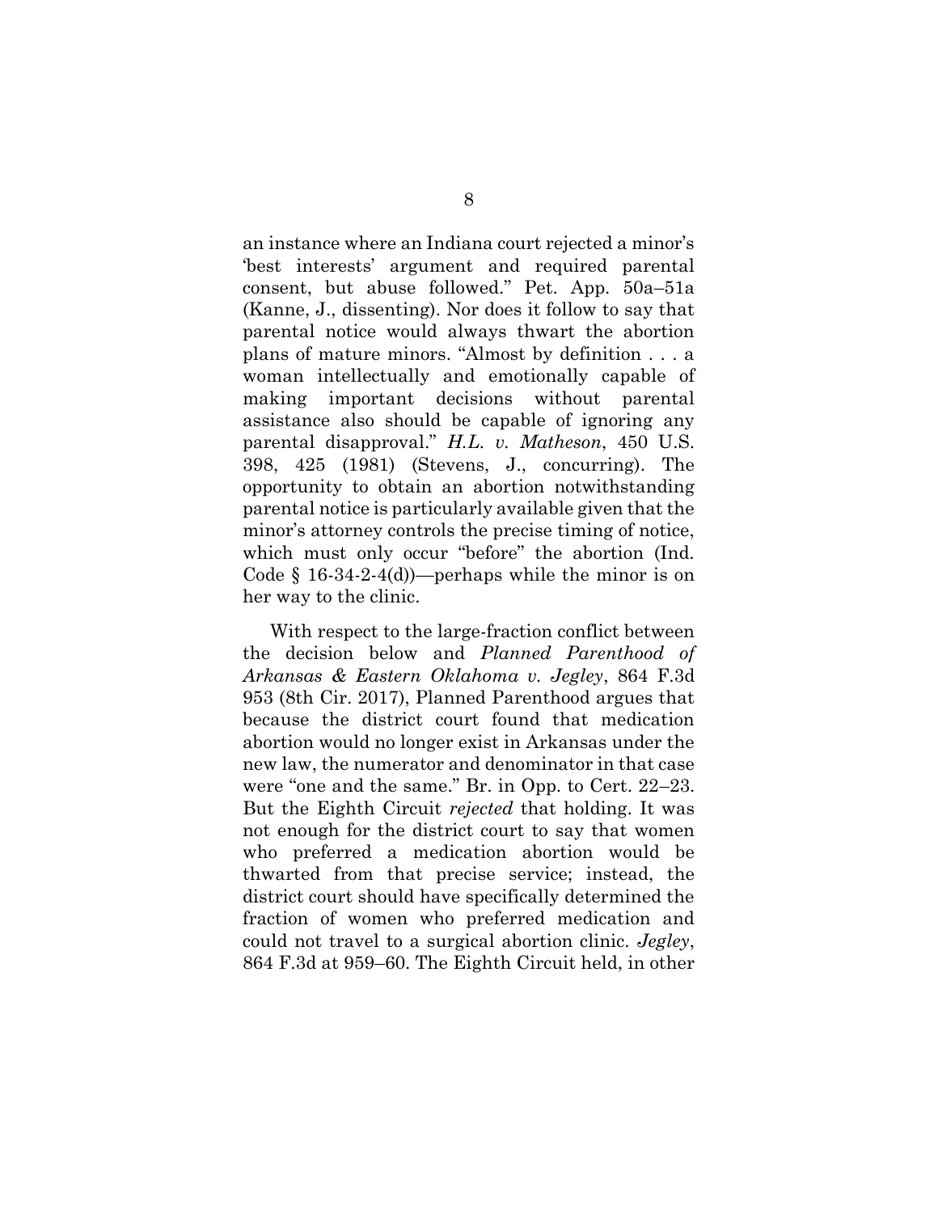an instance where an Indiana court rejected a minor's 'best interests' argument and required parental consent, but abuse followed." Pet. App. 50a–51a (Kanne, J., dissenting). Nor does it follow to say that parental notice would always thwart the abortion plans of mature minors. "Almost by definition . . . a woman intellectually and emotionally capable of making important decisions without parental assistance also should be capable of ignoring any parental disapproval." *H.L. v. Matheson*, 450 U.S. 398, 425 (1981) (Stevens, J., concurring). The opportunity to obtain an abortion notwithstanding parental notice is particularly available given that the minor's attorney controls the precise timing of notice, which must only occur "before" the abortion (Ind. Code § 16-34-2-4(d))—perhaps while the minor is on her way to the clinic.

With respect to the large-fraction conflict between the decision below and *Planned Parenthood of Arkansas & Eastern Oklahoma v. Jegley*, 864 F.3d 953 (8th Cir. 2017), Planned Parenthood argues that because the district court found that medication abortion would no longer exist in Arkansas under the new law, the numerator and denominator in that case were "one and the same." Br. in Opp. to Cert. 22–23. But the Eighth Circuit *rejected* that holding. It was not enough for the district court to say that women who preferred a medication abortion would be thwarted from that precise service; instead, the district court should have specifically determined the fraction of women who preferred medication and could not travel to a surgical abortion clinic. *Jegley*, 864 F.3d at 959–60. The Eighth Circuit held, in other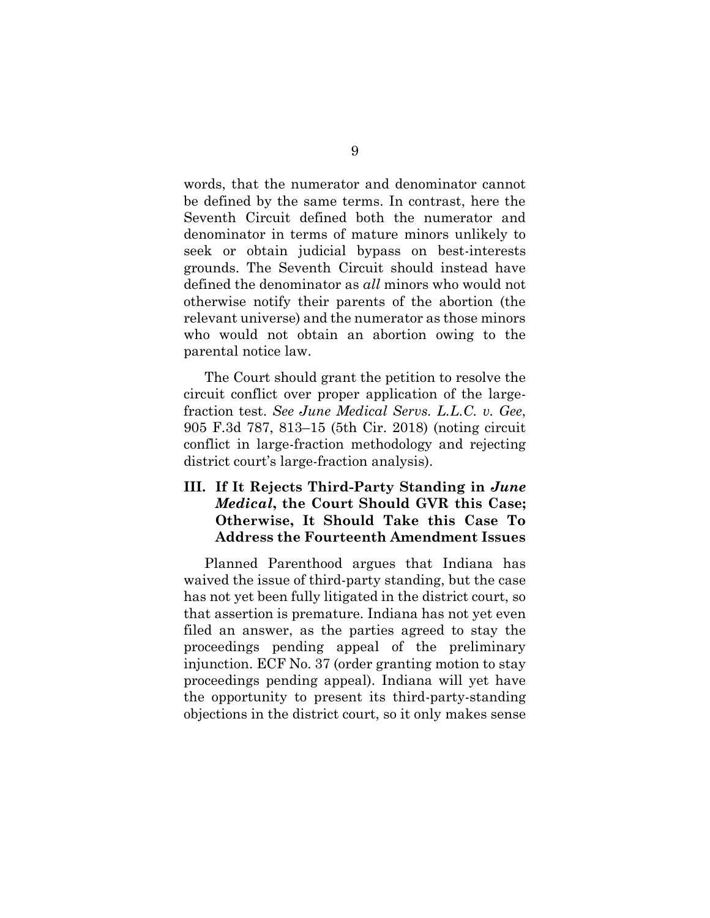words, that the numerator and denominator cannot be defined by the same terms. In contrast, here the Seventh Circuit defined both the numerator and denominator in terms of mature minors unlikely to seek or obtain judicial bypass on best-interests grounds. The Seventh Circuit should instead have defined the denominator as *all* minors who would not otherwise notify their parents of the abortion (the relevant universe) and the numerator as those minors who would not obtain an abortion owing to the parental notice law.

The Court should grant the petition to resolve the circuit conflict over proper application of the large-fraction test. *See June Medical Servs. L.L.C. v. Gee*, 905 F.3d 787, 813–15 (5th Cir. 2018) (noting circuit conflict in large-fraction methodology and rejecting district court's large-fraction analysis).

## III. If It Rejects Third-Party Standing in *June Medical*, the Court Should GVR this Case; Otherwise, It Should Take this Case To Address the Fourteenth Amendment Issues

Planned Parenthood argues that Indiana has waived the issue of third-party standing, but the case has not yet been fully litigated in the district court, so that assertion is premature. Indiana has not yet even filed an answer, as the parties agreed to stay the proceedings pending appeal of the preliminary injunction. ECF No. 37 (order granting motion to stay proceedings pending appeal). Indiana will yet have the opportunity to present its third-party-standing objections in the district court, so it only makes sense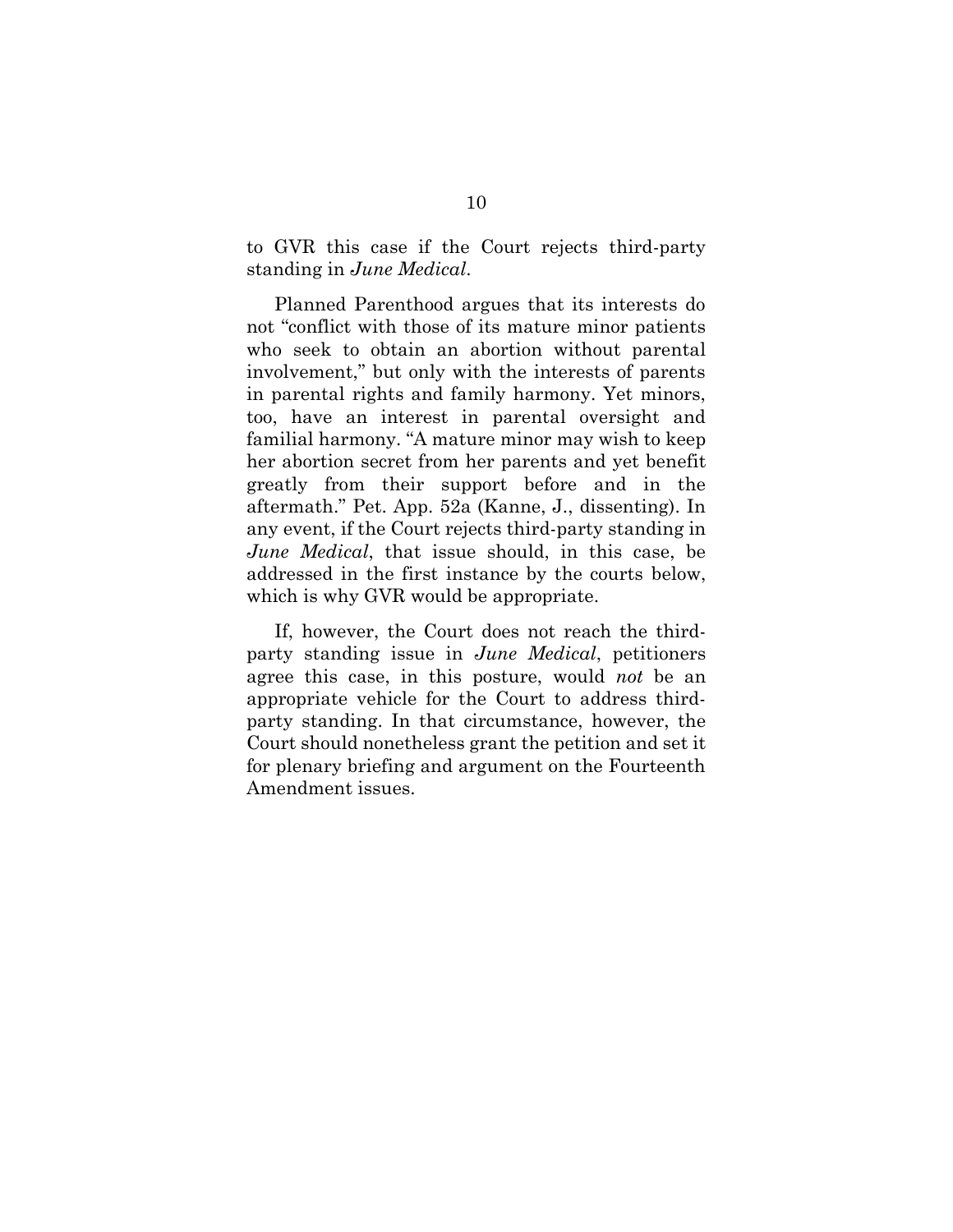to GVR this case if the Court rejects third-party standing in *June Medical*.

Planned Parenthood argues that its interests do not "conflict with those of its mature minor patients who seek to obtain an abortion without parental involvement," but only with the interests of parents in parental rights and family harmony. Yet minors, too, have an interest in parental oversight and familial harmony. "A mature minor may wish to keep her abortion secret from her parents and yet benefit greatly from their support before and in the aftermath." Pet. App. 52a (Kanne, J., dissenting). In any event, if the Court rejects third-party standing in *June Medical*, that issue should, in this case, be addressed in the first instance by the courts below, which is why GVR would be appropriate.

If, however, the Court does not reach the third-party standing issue in *June Medical*, petitioners agree this case, in this posture, would *not* be an appropriate vehicle for the Court to address third-party standing. In that circumstance, however, the Court should nonetheless grant the petition and set it for plenary briefing and argument on the Fourteenth Amendment issues.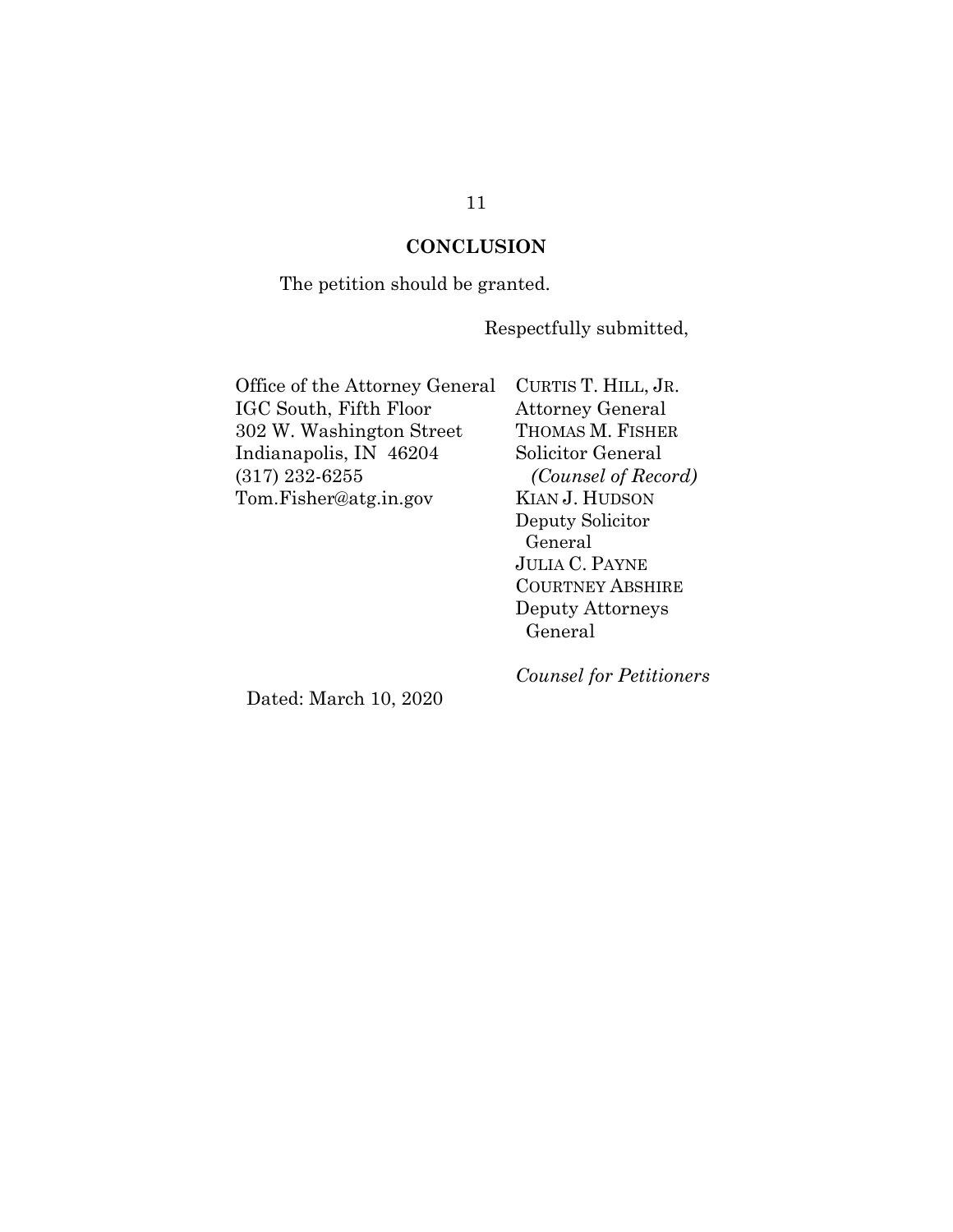## CONCLUSION

The petition should be granted.

Respectfully submitted,

Office of the Attorney General
IGC South, Fifth Floor
302 W. Washington Street
Indianapolis, IN 46204
(317) 232-6255
Tom.Fisher@atg.in.gov

CURTIS T. HILL, JR.
Attorney General
THOMAS M. FISHER
Solicitor General
*(Counsel of Record)*
KIAN J. HUDSON
Deputy Solicitor General
JULIA C. PAYNE
COURTNEY ABSHIRE
Deputy Attorneys General

*Counsel for Petitioners*

Dated: March 10, 2020